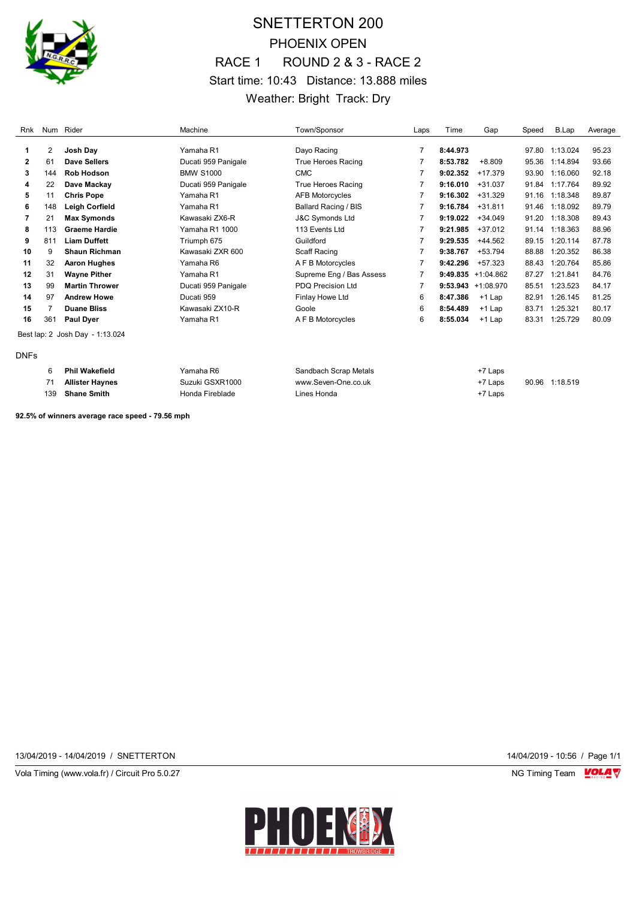# SNETTERTON 200

## PHOENIX OPEN

## RACE 1 ROUND 2 & 3 - RACE 2

Start time: 10:43 Distance: 13.888 miles

Weather: Bright Track: Dry

| Rnk | Num | Rider | Machine | Town/Sponsor | Laps | Time | Gap | Speed | B.Lap | Average |
|---|---|---|---|---|---|---|---|---|---|---|
| 1 | 2 | **Josh Day** | Yamaha R1 | Dayo Racing | 7 | **8:44.973** | | 97.80 | 1:13.024 | 95.23 |
| 2 | 61 | **Dave Sellers** | Ducati 959 Panigale | True Heroes Racing | 7 | **8:53.782** | +8.809 | 95.36 | 1:14.894 | 93.66 |
| 3 | 144 | **Rob Hodson** | BMW S1000 | CMC | 7 | **9:02.352** | +17.379 | 93.90 | 1:16.060 | 92.18 |
| 4 | 22 | **Dave Mackay** | Ducati 959 Panigale | True Heroes Racing | 7 | **9:16.010** | +31.037 | 91.84 | 1:17.764 | 89.92 |
| 5 | 11 | **Chris Pope** | Yamaha R1 | AFB Motorcycles | 7 | **9:16.302** | +31.329 | 91.16 | 1:18.348 | 89.87 |
| 6 | 148 | **Leigh Corfield** | Yamaha R1 | Ballard Racing / BIS | 7 | **9:16.784** | +31.811 | 91.46 | 1:18.092 | 89.79 |
| 7 | 21 | **Max Symonds** | Kawasaki ZX6-R | J&C Symonds Ltd | 7 | **9:19.022** | +34.049 | 91.20 | 1:18.308 | 89.43 |
| 8 | 113 | **Graeme Hardie** | Yamaha R1 1000 | 113 Events Ltd | 7 | **9:21.985** | +37.012 | 91.14 | 1:18.363 | 88.96 |
| 9 | 811 | **Liam Duffett** | Triumph 675 | Guildford | 7 | **9:29.535** | +44.562 | 89.15 | 1:20.114 | 87.78 |
| 10 | 9 | **Shaun Richman** | Kawasaki ZXR 600 | Scaff Racing | 7 | **9:38.767** | +53.794 | 88.88 | 1:20.352 | 86.38 |
| 11 | 32 | **Aaron Hughes** | Yamaha R6 | A F B Motorcycles | 7 | **9:42.296** | +57.323 | 88.43 | 1:20.764 | 85.86 |
| 12 | 31 | **Wayne Pither** | Yamaha R1 | Supreme Eng / Bas Assess | 7 | **9:49.835** | +1:04.862 | 87.27 | 1:21.841 | 84.76 |
| 13 | 99 | **Martin Thrower** | Ducati 959 Panigale | PDQ Precision Ltd | 7 | **9:53.943** | +1:08.970 | 85.51 | 1:23.523 | 84.17 |
| 14 | 97 | **Andrew Howe** | Ducati 959 | Finlay Howe Ltd | 6 | **8:47.386** | +1 Lap | 82.91 | 1:26.145 | 81.25 |
| 15 | 7 | **Duane Bliss** | Kawasaki ZX10-R | Goole | 6 | **8:54.489** | +1 Lap | 83.71 | 1:25.321 | 80.17 |
| 16 | 361 | **Paul Dyer** | Yamaha R1 | A F B Motorcycles | 6 | **8:55.034** | +1 Lap | 83.31 | 1:25.729 | 80.09 |

Best lap: 2 Josh Day - 1:13.024

DNFs

| Rnk | Num | Rider | Machine | Town/Sponsor | Laps | Time | Gap | Speed | B.Lap | Average |
|---|---|---|---|---|---|---|---|---|---|---|
| | 6 | **Phil Wakefield** | Yamaha R6 | Sandbach Scrap Metals | | | +7 Laps | | | |
| | 71 | **Allister Haynes** | Suzuki GSXR1000 | www.Seven-One.co.uk | | | +7 Laps | 90.96 | 1:18.519 | |
| | 139 | **Shane Smith** | Honda Fireblade | Lines Honda | | | +7 Laps | | | |

**92.5% of winners average race speed - 79.56 mph**

13/04/2019 - 14/04/2019 / SNETTERTON — 14/04/2019 - 10:56

Vola Timing (www.vola.fr) / Circuit Pro 5.0.27 — NG Timing Team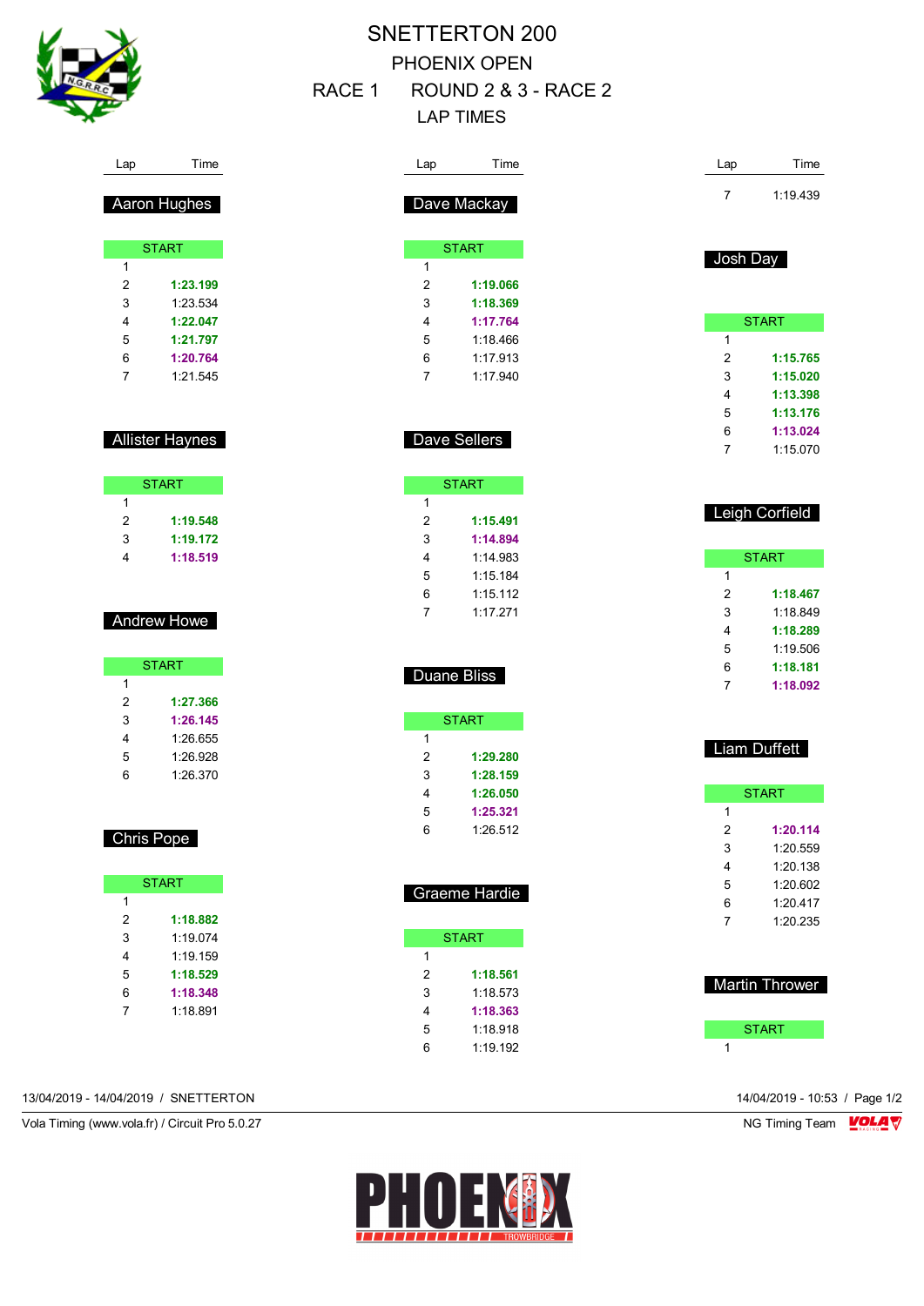# SNETTERTON 200

## PHOENIX OPEN

## RACE 1 ROUND 2 & 3 - RACE 2

## LAP TIMES

### Aaron Hughes

| Lap | Time |
|---|---|
| START | |
| 1 | |
| 2 | **1:23.199** |
| 3 | 1:23.534 |
| 4 | **1:22.047** |
| 5 | **1:21.797** |
| 6 | **1:20.764** |
| 7 | 1:21.545 |

### Allister Haynes

| Lap | Time |
|---|---|
| START | |
| 1 | |
| 2 | **1:19.548** |
| 3 | **1:19.172** |
| 4 | **1:18.519** |

### Andrew Howe

| Lap | Time |
|---|---|
| START | |
| 1 | |
| 2 | **1:27.366** |
| 3 | **1:26.145** |
| 4 | 1:26.655 |
| 5 | 1:26.928 |
| 6 | 1:26.370 |

### Chris Pope

| Lap | Time |
|---|---|
| START | |
| 1 | |
| 2 | **1:18.882** |
| 3 | 1:19.074 |
| 4 | 1:19.159 |
| 5 | **1:18.529** |
| 6 | **1:18.348** |
| 7 | 1:18.891 |

### Dave Mackay

| Lap | Time |
|---|---|
| START | |
| 1 | |
| 2 | **1:19.066** |
| 3 | **1:18.369** |
| 4 | **1:17.764** |
| 5 | 1:18.466 |
| 6 | 1:17.913 |
| 7 | 1:17.940 |

### Dave Sellers

| Lap | Time |
|---|---|
| START | |
| 1 | |
| 2 | **1:15.491** |
| 3 | **1:14.894** |
| 4 | 1:14.983 |
| 5 | 1:15.184 |
| 6 | 1:15.112 |
| 7 | 1:17.271 |

### Duane Bliss

| Lap | Time |
|---|---|
| START | |
| 1 | |
| 2 | **1:29.280** |
| 3 | **1:28.159** |
| 4 | **1:26.050** |
| 5 | **1:25.321** |
| 6 | 1:26.512 |

### Graeme Hardie

| Lap | Time |
|---|---|
| START | |
| 1 | |
| 2 | **1:18.561** |
| 3 | 1:18.573 |
| 4 | **1:18.363** |
| 5 | 1:18.918 |
| 6 | 1:19.192 |
| 7 | 1:19.439 |

### Josh Day

| Lap | Time |
|---|---|
| START | |
| 1 | |
| 2 | **1:15.765** |
| 3 | **1:15.020** |
| 4 | **1:13.398** |
| 5 | **1:13.176** |
| 6 | **1:13.024** |
| 7 | 1:15.070 |

### Leigh Corfield

| Lap | Time |
|---|---|
| START | |
| 1 | |
| 2 | **1:18.467** |
| 3 | 1:18.849 |
| 4 | **1:18.289** |
| 5 | 1:19.506 |
| 6 | **1:18.181** |
| 7 | **1:18.092** |

### Liam Duffett

| Lap | Time |
|---|---|
| START | |
| 1 | |
| 2 | **1:20.114** |
| 3 | 1:20.559 |
| 4 | 1:20.138 |
| 5 | 1:20.602 |
| 6 | 1:20.417 |
| 7 | 1:20.235 |

### Martin Thrower

| Lap | Time |
|---|---|
| START | |
| 1 | |

13/04/2019 - 14/04/2019 / SNETTERTON

14/04/2019 - 10:53

Vola Timing (www.vola.fr) / Circuit Pro 5.0.27

NG Timing Team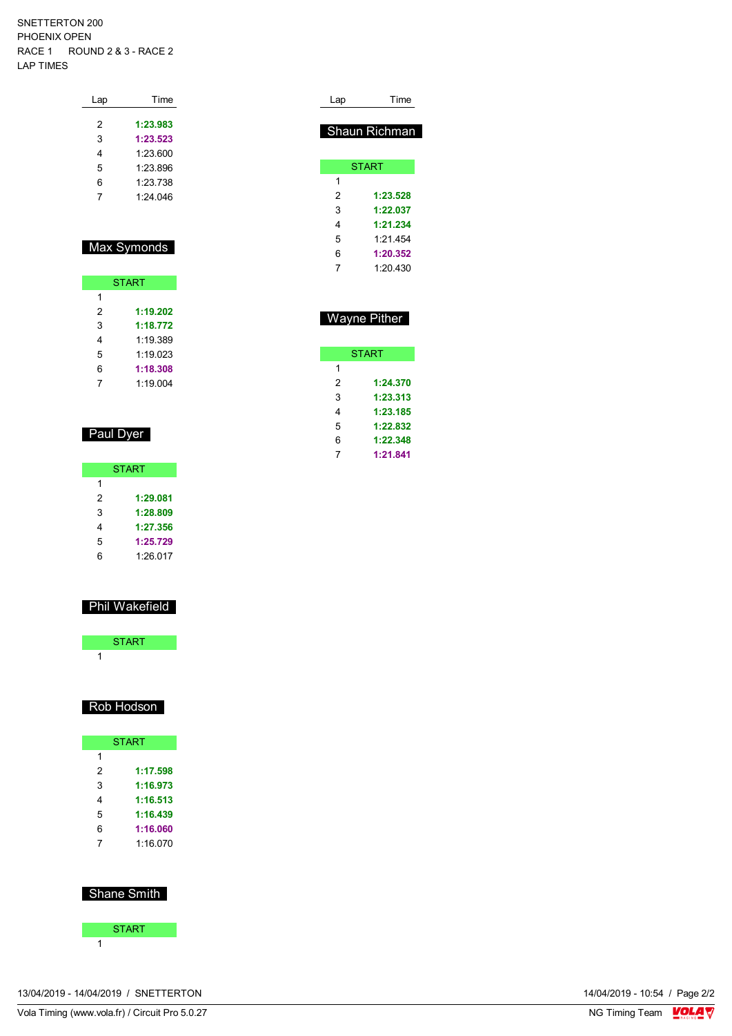SNETTERTON 200
PHOENIX OPEN
RACE 1 ROUND 2 & 3 - RACE 2
LAP TIMES

| Lap | Time |
|---|---|
| 2 | **1:23.983** |
| 3 | **1:23.523** |
| 4 | 1:23.600 |
| 5 | 1:23.896 |
| 6 | 1:23.738 |
| 7 | 1:24.046 |

## Max Symonds

| Lap | Time |
|---|---|
| START | |
| 1 | |
| 2 | **1:19.202** |
| 3 | **1:18.772** |
| 4 | 1:19.389 |
| 5 | 1:19.023 |
| 6 | **1:18.308** |
| 7 | 1:19.004 |

## Paul Dyer

| Lap | Time |
|---|---|
| START | |
| 1 | |
| 2 | **1:29.081** |
| 3 | **1:28.809** |
| 4 | **1:27.356** |
| 5 | **1:25.729** |
| 6 | 1:26.017 |

## Phil Wakefield

| Lap | Time |
|---|---|
| START | |
| 1 | |

## Rob Hodson

| Lap | Time |
|---|---|
| START | |
| 1 | |
| 2 | **1:17.598** |
| 3 | **1:16.973** |
| 4 | **1:16.513** |
| 5 | **1:16.439** |
| 6 | **1:16.060** |
| 7 | 1:16.070 |

## Shane Smith

| Lap | Time |
|---|---|
| START | |
| 1 | |

## Shaun Richman

| Lap | Time |
|---|---|
| START | |
| 1 | |
| 2 | **1:23.528** |
| 3 | **1:22.037** |
| 4 | **1:21.234** |
| 5 | 1:21.454 |
| 6 | **1:20.352** |
| 7 | 1:20.430 |

## Wayne Pither

| Lap | Time |
|---|---|
| START | |
| 1 | |
| 2 | **1:24.370** |
| 3 | **1:23.313** |
| 4 | **1:23.185** |
| 5 | **1:22.832** |
| 6 | **1:22.348** |
| 7 | **1:21.841** |

13/04/2019 - 14/04/2019 / SNETTERTON

Vola Timing (www.vola.fr) / Circuit Pro 5.0.27

14/04/2019 - 10:54

NG Timing Team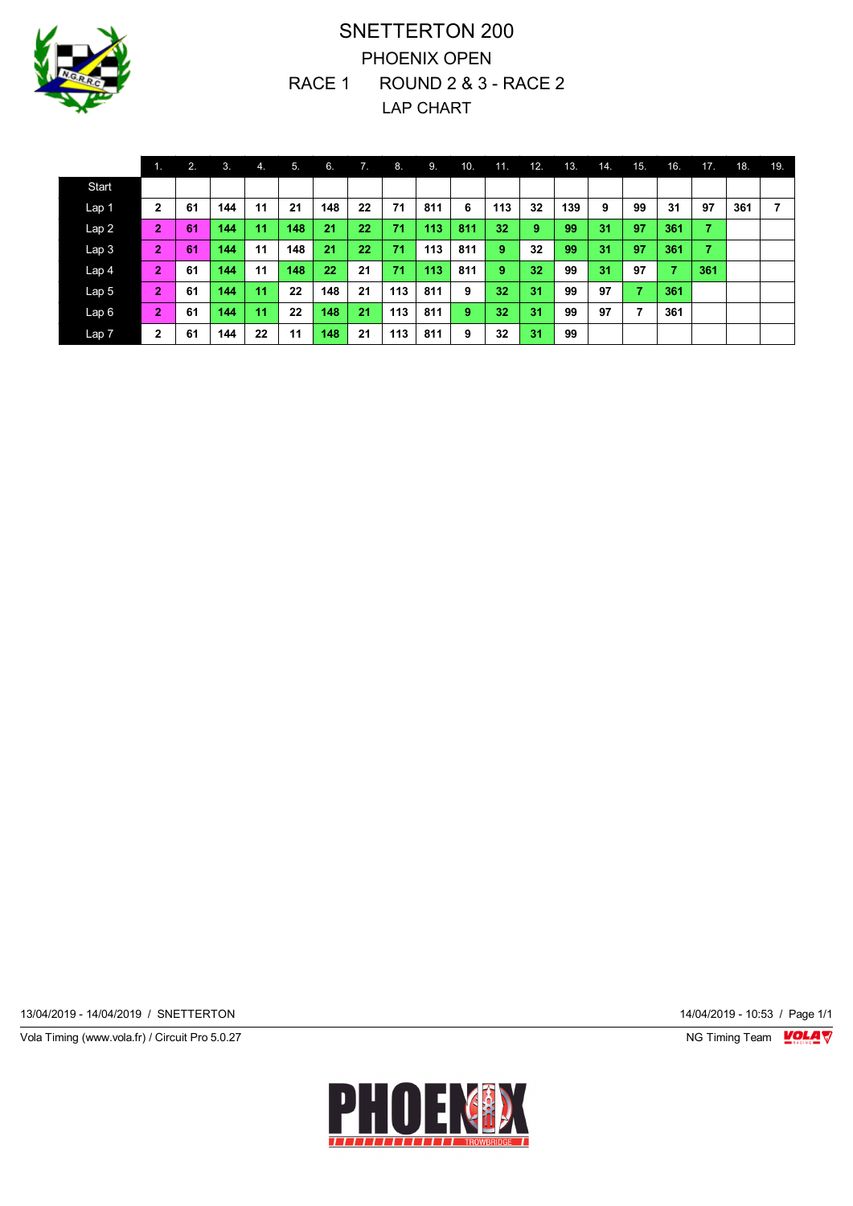# SNETTERTON 200

## PHOENIX OPEN

## RACE 1 ROUND 2 & 3 - RACE 2

## LAP CHART

| | 1. | 2. | 3. | 4. | 5. | 6. | 7. | 8. | 9. | 10. | 11. | 12. | 13. | 14. | 15. | 16. | 17. | 18. | 19. |
|---|---|---|---|---|---|---|---|---|---|---|---|---|---|---|---|---|---|---|---|
| Start | | | | | | | | | | | | | | | | | | | |
| Lap 1 | 2 | 61 | 144 | 11 | 21 | 148 | 22 | 71 | 811 | 6 | 113 | 32 | 139 | 9 | 99 | 31 | 97 | 361 | 7 |
| Lap 2 | 2 | 61 | 144 | 11 | 148 | 21 | 22 | 71 | 113 | 811 | 32 | 9 | 99 | 31 | 97 | 361 | 7 | | |
| Lap 3 | 2 | 61 | 144 | 11 | 148 | 21 | 22 | 71 | 113 | 811 | 9 | 32 | 99 | 31 | 97 | 361 | 7 | | |
| Lap 4 | 2 | 61 | 144 | 11 | 148 | 22 | 21 | 71 | 113 | 811 | 9 | 32 | 99 | 31 | 97 | 7 | 361 | | |
| Lap 5 | 2 | 61 | 144 | 11 | 22 | 148 | 21 | 113 | 811 | 9 | 32 | 31 | 99 | 97 | 7 | 361 | | | |
| Lap 6 | 2 | 61 | 144 | 11 | 22 | 148 | 21 | 113 | 811 | 9 | 32 | 31 | 99 | 97 | 7 | 361 | | | |
| Lap 7 | 2 | 61 | 144 | 22 | 11 | 148 | 21 | 113 | 811 | 9 | 32 | 31 | 99 | | | | | | |

13/04/2019 - 14/04/2019 / SNETTERTON

14/04/2019 - 10:53

Vola Timing (www.vola.fr) / Circuit Pro 5.0.27

NG Timing Team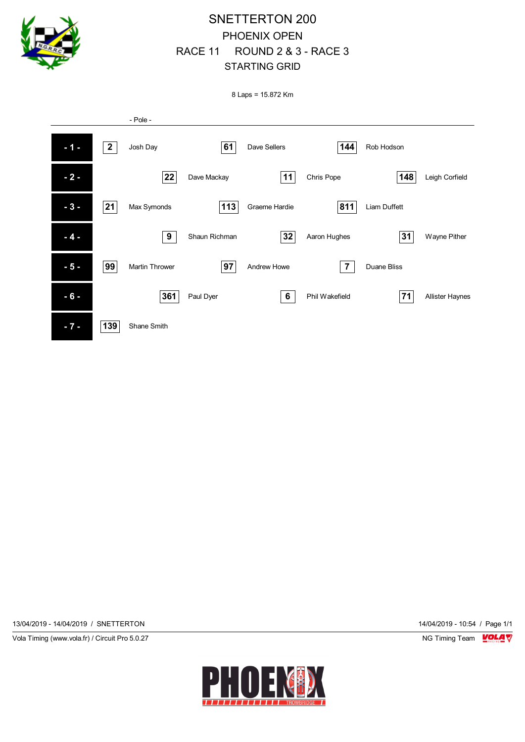# SNETTERTON 200

## PHOENIX OPEN

## RACE 11 ROUND 2 & 3 - RACE 3

## STARTING GRID

8 Laps = 15.872 Km

- Pole -

| Row | No. | Driver | No. | Driver | No. | Driver |
|---|---|---|---|---|---|---|
| - 1 - | 2 | Josh Day | 61 | Dave Sellers | 144 | Rob Hodson |
| - 2 - | 22 | Dave Mackay | 11 | Chris Pope | 148 | Leigh Corfield |
| - 3 - | 21 | Max Symonds | 113 | Graeme Hardie | 811 | Liam Duffett |
| - 4 - | 9 | Shaun Richman | 32 | Aaron Hughes | 31 | Wayne Pither |
| - 5 - | 99 | Martin Thrower | 97 | Andrew Howe | 7 | Duane Bliss |
| - 6 - | 361 | Paul Dyer | 6 | Phil Wakefield | 71 | Allister Haynes |
| - 7 - | 139 | Shane Smith | | | | |

13/04/2019 - 14/04/2019 / SNETTERTON

14/04/2019 - 10:54

Vola Timing (www.vola.fr) / Circuit Pro 5.0.27

NG Timing Team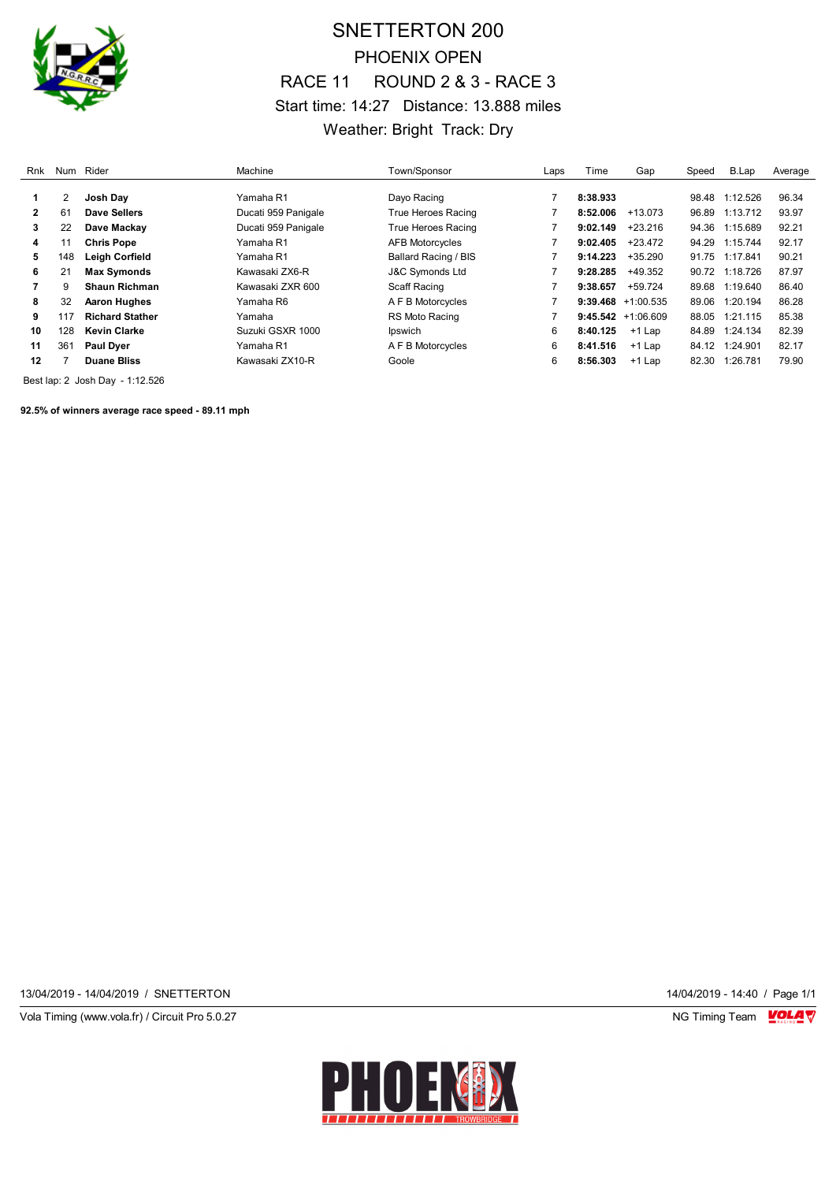# SNETTERTON 200

## PHOENIX OPEN

## RACE 11 ROUND 2 & 3 - RACE 3

Start time: 14:27 Distance: 13.888 miles

Weather: Bright Track: Dry

| Rnk | Num | Rider | Machine | Town/Sponsor | Laps | Time | Gap | Speed | B.Lap | Average |
|---|---|---|---|---|---|---|---|---|---|---|
| 1 | 2 | **Josh Day** | Yamaha R1 | Dayo Racing | 7 | **8:38.933** | | 98.48 | 1:12.526 | 96.34 |
| 2 | 61 | **Dave Sellers** | Ducati 959 Panigale | True Heroes Racing | 7 | **8:52.006** | +13.073 | 96.89 | 1:13.712 | 93.97 |
| 3 | 22 | **Dave Mackay** | Ducati 959 Panigale | True Heroes Racing | 7 | **9:02.149** | +23.216 | 94.36 | 1:15.689 | 92.21 |
| 4 | 11 | **Chris Pope** | Yamaha R1 | AFB Motorcycles | 7 | **9:02.405** | +23.472 | 94.29 | 1:15.744 | 92.17 |
| 5 | 148 | **Leigh Corfield** | Yamaha R1 | Ballard Racing / BIS | 7 | **9:14.223** | +35.290 | 91.75 | 1:17.841 | 90.21 |
| 6 | 21 | **Max Symonds** | Kawasaki ZX6-R | J&C Symonds Ltd | 7 | **9:28.285** | +49.352 | 90.72 | 1:18.726 | 87.97 |
| 7 | 9 | **Shaun Richman** | Kawasaki ZXR 600 | Scaff Racing | 7 | **9:38.657** | +59.724 | 89.68 | 1:19.640 | 86.40 |
| 8 | 32 | **Aaron Hughes** | Yamaha R6 | A F B Motorcycles | 7 | **9:39.468** | +1:00.535 | 89.06 | 1:20.194 | 86.28 |
| 9 | 117 | **Richard Stather** | Yamaha | RS Moto Racing | 7 | **9:45.542** | +1:06.609 | 88.05 | 1:21.115 | 85.38 |
| 10 | 128 | **Kevin Clarke** | Suzuki GSXR 1000 | Ipswich | 6 | **8:40.125** | +1 Lap | 84.89 | 1:24.134 | 82.39 |
| 11 | 361 | **Paul Dyer** | Yamaha R1 | A F B Motorcycles | 6 | **8:41.516** | +1 Lap | 84.12 | 1:24.901 | 82.17 |
| 12 | 7 | **Duane Bliss** | Kawasaki ZX10-R | Goole | 6 | **8:56.303** | +1 Lap | 82.30 | 1:26.781 | 79.90 |

Best lap: 2 Josh Day - 1:12.526

**92.5% of winners average race speed - 89.11 mph**

13/04/2019 - 14/04/2019 / SNETTERTON

14/04/2019 - 14:40

Vola Timing (www.vola.fr) / Circuit Pro 5.0.27

NG Timing Team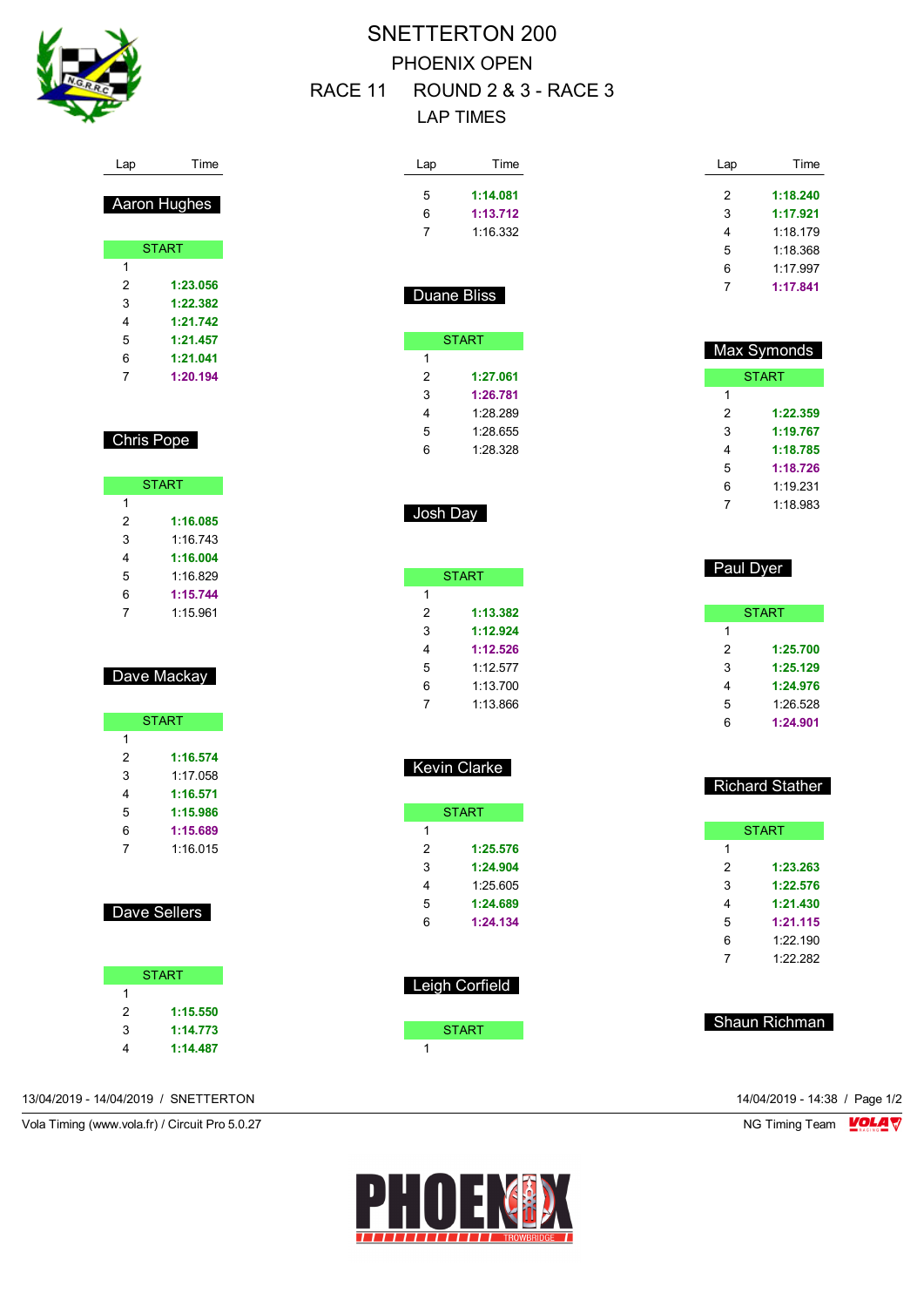# SNETTERTON 200

## PHOENIX OPEN

## RACE 11 ROUND 2 & 3 - RACE 3

## LAP TIMES

### Aaron Hughes

| Lap | Time |
|---|---|
| START | |
| 1 | |
| 2 | **1:23.056** |
| 3 | **1:22.382** |
| 4 | **1:21.742** |
| 5 | **1:21.457** |
| 6 | **1:21.041** |
| 7 | **1:20.194** |

### Chris Pope

| Lap | Time |
|---|---|
| START | |
| 1 | |
| 2 | **1:16.085** |
| 3 | 1:16.743 |
| 4 | **1:16.004** |
| 5 | 1:16.829 |
| 6 | **1:15.744** |
| 7 | 1:15.961 |

### Dave Mackay

| Lap | Time |
|---|---|
| START | |
| 1 | |
| 2 | **1:16.574** |
| 3 | 1:17.058 |
| 4 | **1:16.571** |
| 5 | **1:15.986** |
| 6 | **1:15.689** |
| 7 | 1:16.015 |

### Dave Sellers

| Lap | Time |
|---|---|
| START | |
| 1 | |
| 2 | **1:15.550** |
| 3 | **1:14.773** |
| 4 | **1:14.487** |
| 5 | **1:14.081** |
| 6 | **1:13.712** |
| 7 | 1:16.332 |

### Duane Bliss

| Lap | Time |
|---|---|
| START | |
| 1 | |
| 2 | **1:27.061** |
| 3 | **1:26.781** |
| 4 | 1:28.289 |
| 5 | 1:28.655 |
| 6 | 1:28.328 |

### Josh Day

| Lap | Time |
|---|---|
| START | |
| 1 | |
| 2 | **1:13.382** |
| 3 | **1:12.924** |
| 4 | **1:12.526** |
| 5 | 1:12.577 |
| 6 | 1:13.700 |
| 7 | 1:13.866 |

### Kevin Clarke

| Lap | Time |
|---|---|
| START | |
| 1 | |
| 2 | **1:25.576** |
| 3 | **1:24.904** |
| 4 | 1:25.605 |
| 5 | **1:24.689** |
| 6 | **1:24.134** |

### Leigh Corfield

| Lap | Time |
|---|---|
| START | |
| 1 | |
| 2 | **1:18.240** |
| 3 | **1:17.921** |
| 4 | 1:18.179 |
| 5 | 1:18.368 |
| 6 | 1:17.997 |
| 7 | **1:17.841** |

### Max Symonds

| Lap | Time |
|---|---|
| START | |
| 1 | |
| 2 | **1:22.359** |
| 3 | **1:19.767** |
| 4 | **1:18.785** |
| 5 | **1:18.726** |
| 6 | 1:19.231 |
| 7 | 1:18.983 |

### Paul Dyer

| Lap | Time |
|---|---|
| START | |
| 1 | |
| 2 | **1:25.700** |
| 3 | **1:25.129** |
| 4 | **1:24.976** |
| 5 | 1:26.528 |
| 6 | **1:24.901** |

### Richard Stather

| Lap | Time |
|---|---|
| START | |
| 1 | |
| 2 | **1:23.263** |
| 3 | **1:22.576** |
| 4 | **1:21.430** |
| 5 | **1:21.115** |
| 6 | 1:22.190 |
| 7 | 1:22.282 |

### Shaun Richman

13/04/2019 - 14/04/2019 / SNETTERTON

14/04/2019 - 14:38

Vola Timing (www.vola.fr) / Circuit Pro 5.0.27

NG Timing Team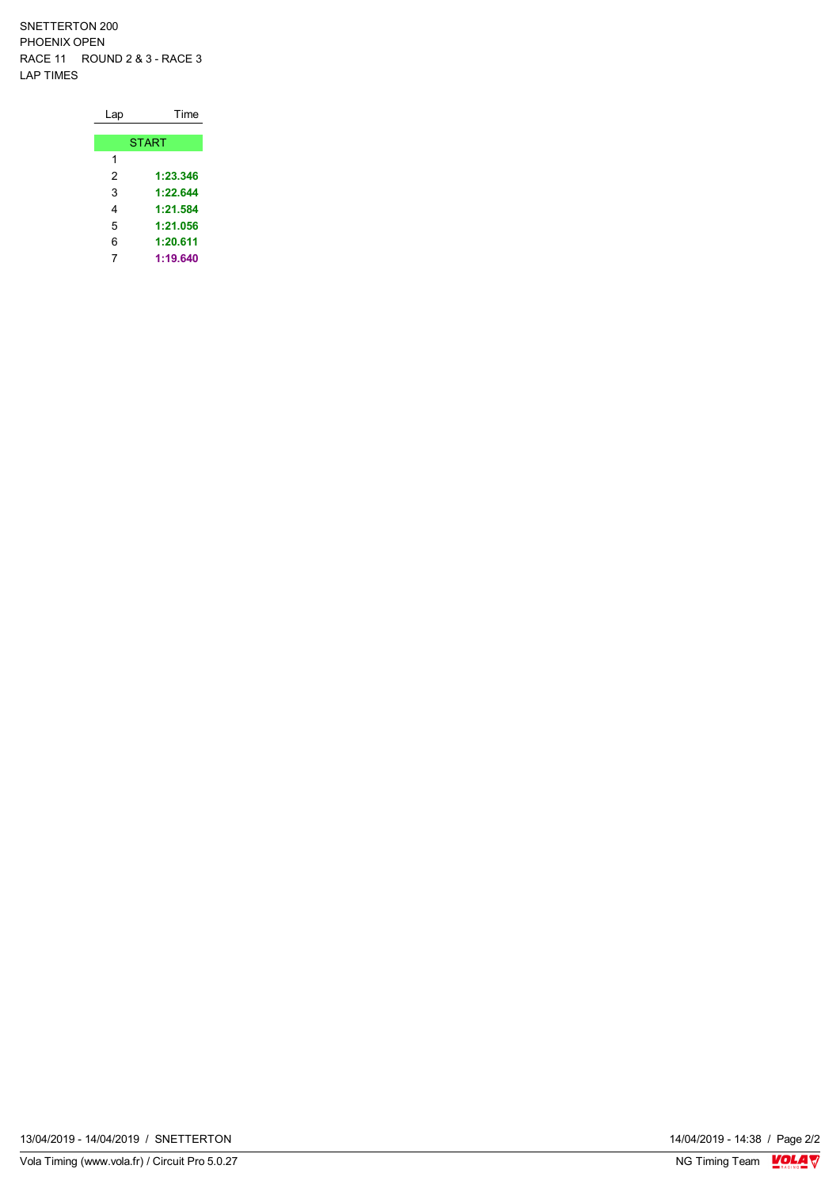SNETTERTON 200
PHOENIX OPEN
RACE 11 ROUND 2 & 3 - RACE 3
LAP TIMES

| Lap | Time |
|---|---|
| START | |
| 1 | |
| 2 | **1:23.346** |
| 3 | **1:22.644** |
| 4 | **1:21.584** |
| 5 | **1:21.056** |
| 6 | **1:20.611** |
| 7 | **1:19.640** |

13/04/2019 - 14/04/2019 / SNETTERTON

14/04/2019 - 14:38

Vola Timing (www.vola.fr) / Circuit Pro 5.0.27

NG Timing Team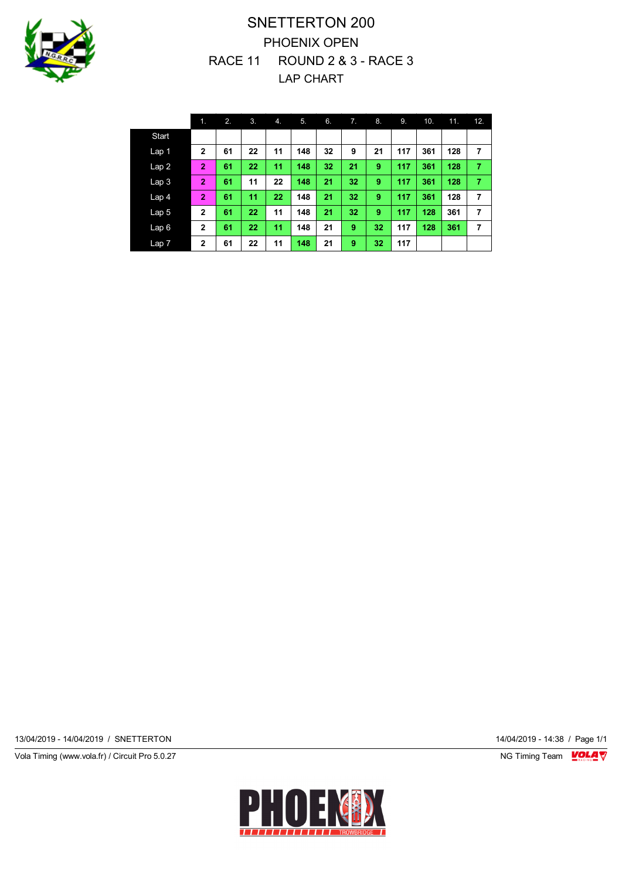# SNETTERTON 200

## PHOENIX OPEN

## RACE 11 ROUND 2 & 3 - RACE 3

## LAP CHART

| | 1. | 2. | 3. | 4. | 5. | 6. | 7. | 8. | 9. | 10. | 11. | 12. |
|---|---|---|---|---|---|---|---|---|---|---|---|---|
| Start | | | | | | | | | | | | |
| Lap 1 | 2 | 61 | 22 | 11 | 148 | 32 | 9 | 21 | 117 | 361 | 128 | 7 |
| Lap 2 | 2 | 61 | 22 | 11 | 148 | 32 | 21 | 9 | 117 | 361 | 128 | 7 |
| Lap 3 | 2 | 61 | 11 | 22 | 148 | 21 | 32 | 9 | 117 | 361 | 128 | 7 |
| Lap 4 | 2 | 61 | 11 | 22 | 148 | 21 | 32 | 9 | 117 | 361 | 128 | 7 |
| Lap 5 | 2 | 61 | 22 | 11 | 148 | 21 | 32 | 9 | 117 | 128 | 361 | 7 |
| Lap 6 | 2 | 61 | 22 | 11 | 148 | 21 | 9 | 32 | 117 | 128 | 361 | 7 |
| Lap 7 | 2 | 61 | 22 | 11 | 148 | 21 | 9 | 32 | 117 | | | |

13/04/2019 - 14/04/2019 / SNETTERTON

14/04/2019 - 14:38

Vola Timing (www.vola.fr) / Circuit Pro 5.0.27

NG Timing Team